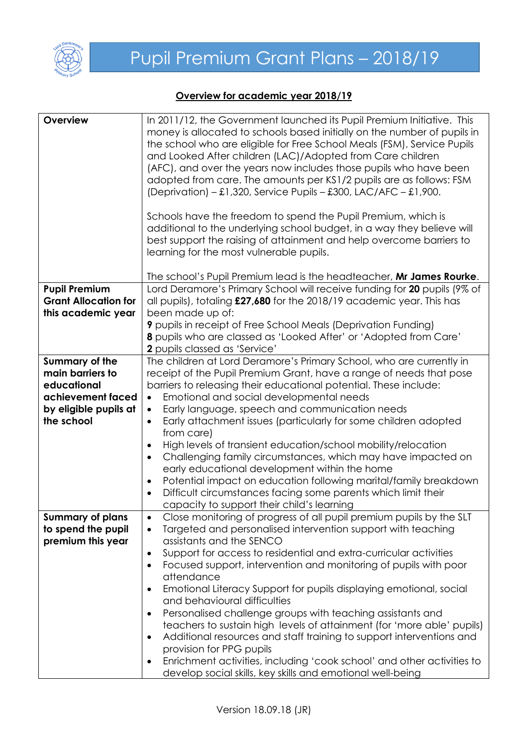# Pupil Premium Grant Plans – 2018/19

## Overview for academic year 2018/19

| | |
|---|---|
| **Overview** | In 2011/12, the Government launched its Pupil Premium Initiative. This money is allocated to schools based initially on the number of pupils in the school who are eligible for Free School Meals (FSM), Service Pupils and Looked After children (LAC)/Adopted from Care children (AFC), and over the years now includes those pupils who have been adopted from care. The amounts per KS1/2 pupils are as follows: FSM (Deprivation) – £1,320, Service Pupils – £300, LAC/AFC – £1,900.<br><br>Schools have the freedom to spend the Pupil Premium, which is additional to the underlying school budget, in a way they believe will best support the raising of attainment and help overcome barriers to learning for the most vulnerable pupils.<br><br>The school's Pupil Premium lead is the headteacher, **Mr James Rourke**. |
| **Pupil Premium Grant Allocation for this academic year** | Lord Deramore's Primary School will receive funding for **20** pupils (9% of all pupils), totaling **£27,680** for the 2018/19 academic year. This has been made up of:<br>**9** pupils in receipt of Free School Meals (Deprivation Funding)<br>**8** pupils who are classed as 'Looked After' or 'Adopted from Care'<br>**2** pupils classed as 'Service' |
| **Summary of the main barriers to educational achievement faced by eligible pupils at the school** | The children at Lord Deramore's Primary School, who are currently in receipt of the Pupil Premium Grant, have a range of needs that pose barriers to releasing their educational potential. These include:<br>• Emotional and social developmental needs<br>• Early language, speech and communication needs<br>• Early attachment issues (particularly for some children adopted from care)<br>• High levels of transient education/school mobility/relocation<br>• Challenging family circumstances, which may have impacted on early educational development within the home<br>• Potential impact on education following marital/family breakdown<br>• Difficult circumstances facing some parents which limit their capacity to support their child's learning |
| **Summary of plans to spend the pupil premium this year** | • Close monitoring of progress of all pupil premium pupils by the SLT<br>• Targeted and personalised intervention support with teaching assistants and the SENCO<br>• Support for access to residential and extra-curricular activities<br>• Focused support, intervention and monitoring of pupils with poor attendance<br>• Emotional Literacy Support for pupils displaying emotional, social and behavioural difficulties<br>• Personalised challenge groups with teaching assistants and teachers to sustain high levels of attainment (for 'more able' pupils)<br>• Additional resources and staff training to support interventions and provision for PPG pupils<br>• Enrichment activities, including 'cook school' and other activities to develop social skills, key skills and emotional well-being |

Version 18.09.18 (JR)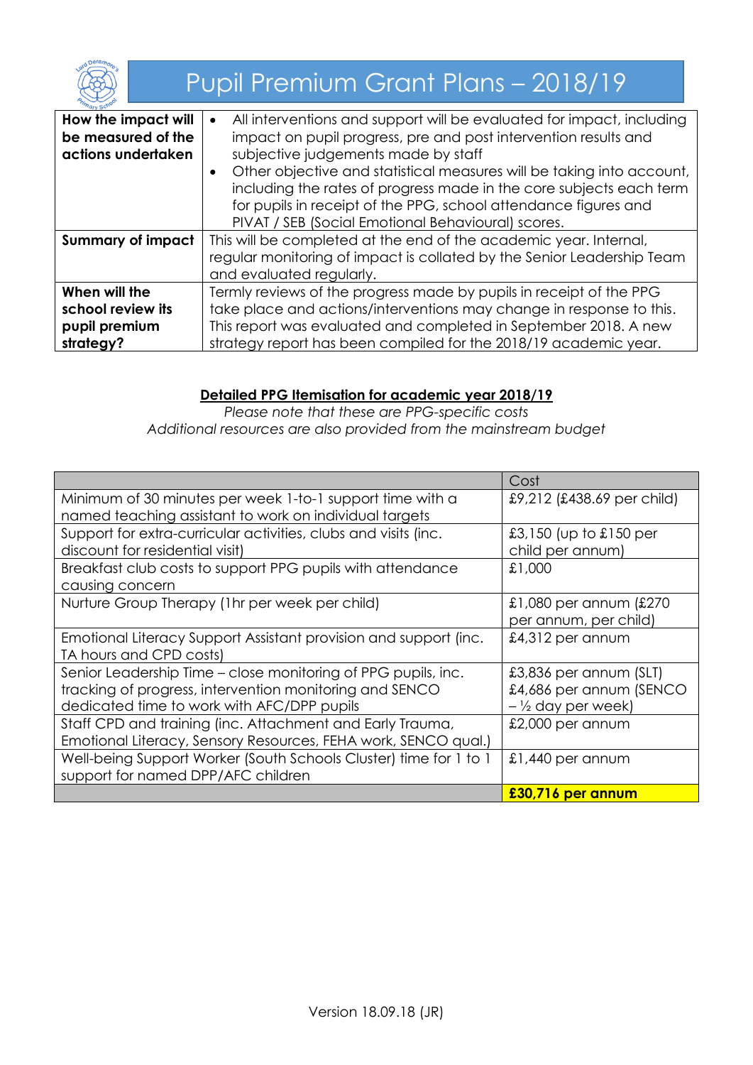# Pupil Premium Grant Plans – 2018/19

| | |
|---|---|
| **How the impact will be measured of the actions undertaken** | • All interventions and support will be evaluated for impact, including impact on pupil progress, pre and post intervention results and subjective judgements made by staff<br>• Other objective and statistical measures will be taking into account, including the rates of progress made in the core subjects each term for pupils in receipt of the PPG, school attendance figures and PIVAT / SEB (Social Emotional Behavioural) scores. |
| **Summary of impact** | This will be completed at the end of the academic year. Internal, regular monitoring of impact is collated by the Senior Leadership Team and evaluated regularly. |
| **When will the school review its pupil premium strategy?** | Termly reviews of the progress made by pupils in receipt of the PPG take place and actions/interventions may change in response to this. This report was evaluated and completed in September 2018. A new strategy report has been compiled for the 2018/19 academic year. |

**Detailed PPG Itemisation for academic year 2018/19**

*Please note that these are PPG-specific costs*
*Additional resources are also provided from the mainstream budget*

| | Cost |
|---|---|
| Minimum of 30 minutes per week 1-to-1 support time with a named teaching assistant to work on individual targets | £9,212 (£438.69 per child) |
| Support for extra-curricular activities, clubs and visits (inc. discount for residential visit) | £3,150 (up to £150 per child per annum) |
| Breakfast club costs to support PPG pupils with attendance causing concern | £1,000 |
| Nurture Group Therapy (1hr per week per child) | £1,080 per annum (£270 per annum, per child) |
| Emotional Literacy Support Assistant provision and support (inc. TA hours and CPD costs) | £4,312 per annum |
| Senior Leadership Time – close monitoring of PPG pupils, inc. tracking of progress, intervention monitoring and SENCO dedicated time to work with AFC/DPP pupils | £3,836 per annum (SLT)<br>£4,686 per annum (SENCO – ½ day per week) |
| Staff CPD and training (inc. Attachment and Early Trauma, Emotional Literacy, Sensory Resources, FEHA work, SENCO qual.) | £2,000 per annum |
| Well-being Support Worker (South Schools Cluster) time for 1 to 1 support for named DPP/AFC children | £1,440 per annum |
| | **£30,716 per annum** |

Version 18.09.18 (JR)